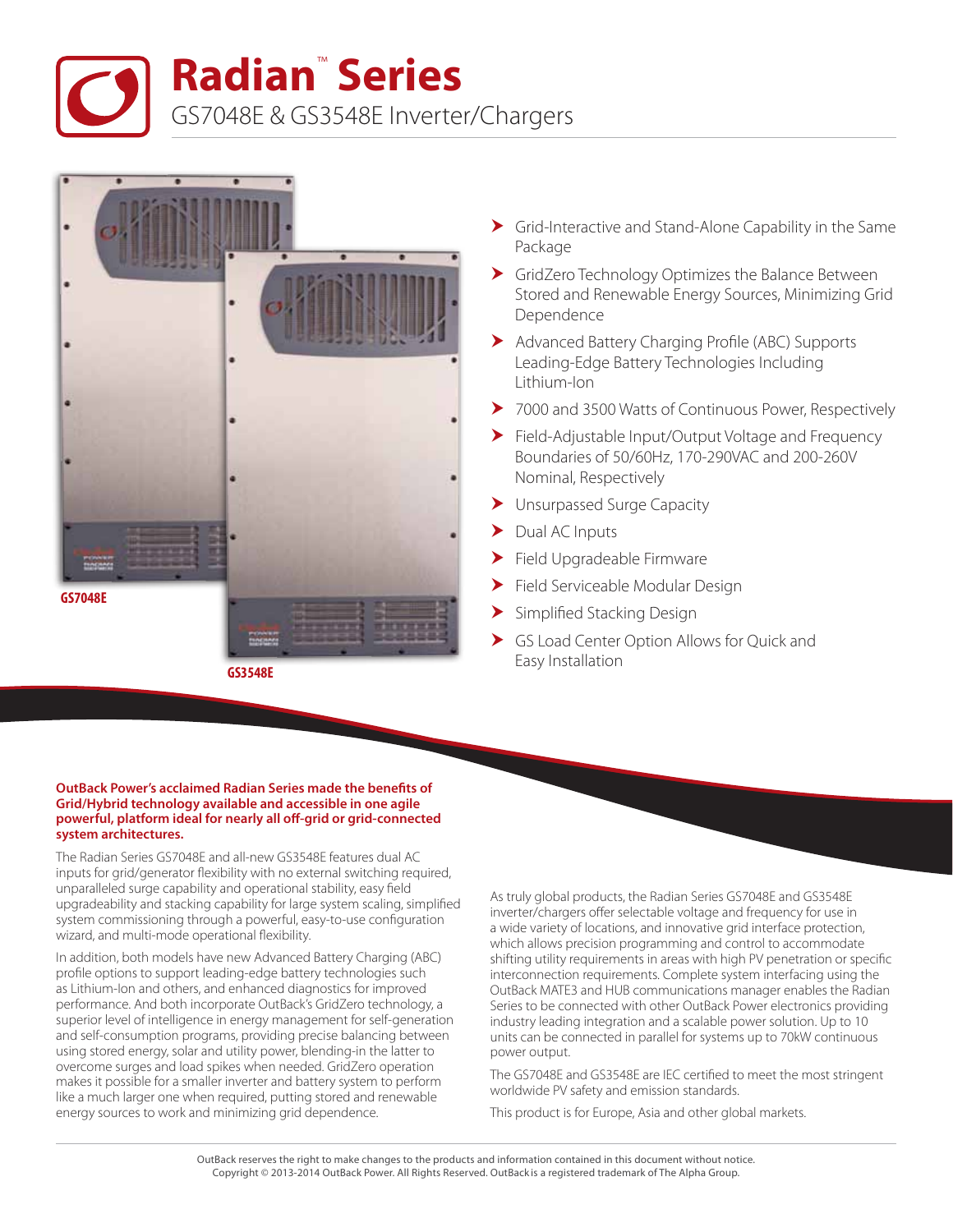# Radian™ Series

## GS7048E & GS3548E Inverter/Chargers

GS7048E

GS3548E

- Grid-Interactive and Stand-Alone Capability in the Same Package
- GridZero Technology Optimizes the Balance Between Stored and Renewable Energy Sources, Minimizing Grid Dependence
- Advanced Battery Charging Profile (ABC) Supports Leading-Edge Battery Technologies Including Lithium-Ion
- 7000 and 3500 Watts of Continuous Power, Respectively
- Field-Adjustable Input/Output Voltage and Frequency Boundaries of 50/60Hz, 170-290VAC and 200-260V Nominal, Respectively
- Unsurpassed Surge Capacity
- Dual AC Inputs
- Field Upgradeable Firmware
- Field Serviceable Modular Design
- Simplified Stacking Design
- GS Load Center Option Allows for Quick and Easy Installation

**OutBack Power's acclaimed Radian Series made the benefits of Grid/Hybrid technology available and accessible in one agile powerful, platform ideal for nearly all off-grid or grid-connected system architectures.**

The Radian Series GS7048E and all-new GS3548E features dual AC inputs for grid/generator flexibility with no external switching required, unparalleled surge capability and operational stability, easy field upgradeability and stacking capability for large system scaling, simplified system commissioning through a powerful, easy-to-use configuration wizard, and multi-mode operational flexibility.

In addition, both models have new Advanced Battery Charging (ABC) profile options to support leading-edge battery technologies such as Lithium-Ion and others, and enhanced diagnostics for improved performance. And both incorporate OutBack's GridZero technology, a superior level of intelligence in energy management for self-generation and self-consumption programs, providing precise balancing between using stored energy, solar and utility power, blending-in the latter to overcome surges and load spikes when needed. GridZero operation makes it possible for a smaller inverter and battery system to perform like a much larger one when required, putting stored and renewable energy sources to work and minimizing grid dependence.

As truly global products, the Radian Series GS7048E and GS3548E inverter/chargers offer selectable voltage and frequency for use in a wide variety of locations, and innovative grid interface protection, which allows precision programming and control to accommodate shifting utility requirements in areas with high PV penetration or specific interconnection requirements. Complete system interfacing using the OutBack MATE3 and HUB communications manager enables the Radian Series to be connected with other OutBack Power electronics providing industry leading integration and a scalable power solution. Up to 10 units can be connected in parallel for systems up to 70kW continuous power output.

The GS7048E and GS3548E are IEC certified to meet the most stringent worldwide PV safety and emission standards.

This product is for Europe, Asia and other global markets.

OutBack reserves the right to make changes to the products and information contained in this document without notice.
Copyright © 2013-2014 OutBack Power. All Rights Reserved. OutBack is a registered trademark of The Alpha Group.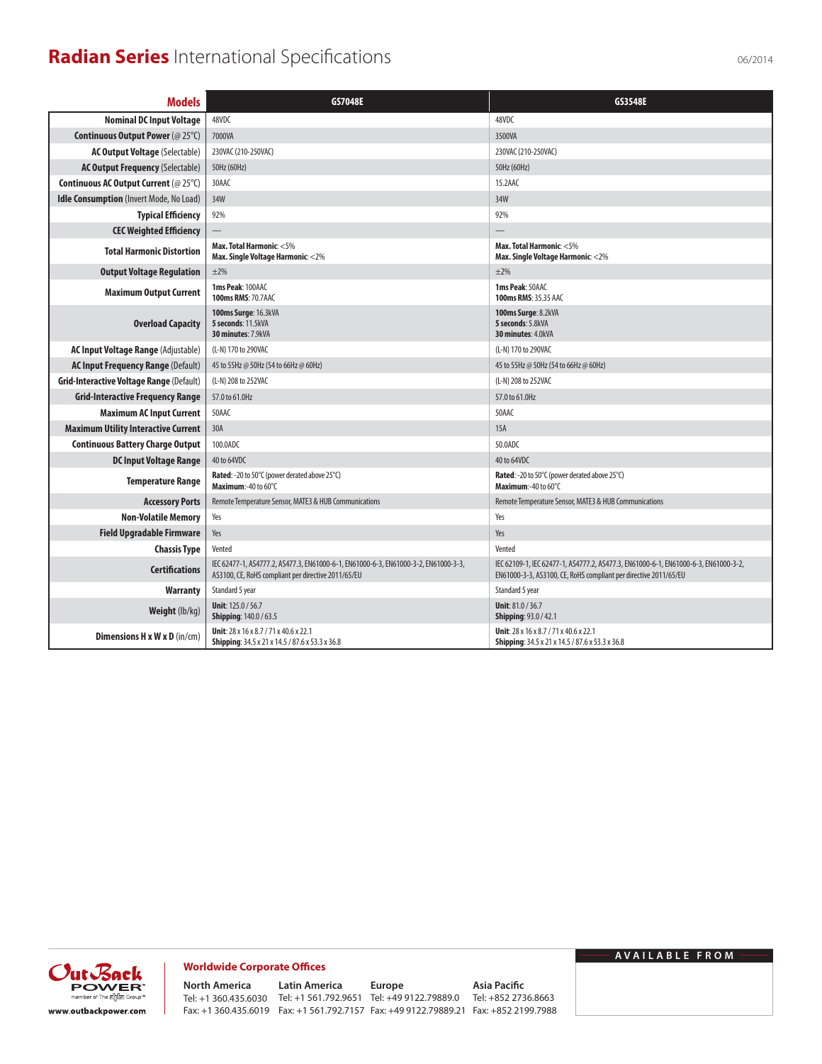# **Radian Series** International Specifications

06/2014

| Models | GS7048E | GS3548E |
|---|---|---|
| **Nominal DC Input Voltage** | 48VDC | 48VDC |
| **Continuous Output Power** (@ 25°C) | 7000VA | 3500VA |
| **AC Output Voltage** (Selectable) | 230VAC (210-250VAC) | 230VAC (210-250VAC) |
| **AC Output Frequency** (Selectable) | 50Hz (60Hz) | 50Hz (60Hz) |
| **Continuous AC Output Current** (@ 25°C) | 30AAC | 15.2AAC |
| **Idle Consumption** (Invert Mode, No Load) | 34W | 34W |
| **Typical Efficiency** | 92% | 92% |
| **CEC Weighted Efficiency** | — | — |
| **Total Harmonic Distortion** | **Max. Total Harmonic**: <5%<br>**Max. Single Voltage Harmonic**: <2% | **Max. Total Harmonic**: <5%<br>**Max. Single Voltage Harmonic**: <2% |
| **Output Voltage Regulation** | ±2% | ±2% |
| **Maximum Output Current** | **1ms Peak**: 100AAC<br>**100ms RMS**: 70.7AAC | **1ms Peak**: 50AAC<br>**100ms RMS**: 35.35 AAC |
| **Overload Capacity** | **100ms Surge**: 16.3kVA<br>**5 seconds**: 11.5kVA<br>**30 minutes**: 7.9kVA | **100ms Surge**: 8.2kVA<br>**5 seconds**: 5.8kVA<br>**30 minutes**: 4.0kVA |
| **AC Input Voltage Range** (Adjustable) | (L-N) 170 to 290VAC | (L-N) 170 to 290VAC |
| **AC Input Frequency Range** (Default) | 45 to 55Hz @ 50Hz (54 to 66Hz @ 60Hz) | 45 to 55Hz @ 50Hz (54 to 66Hz @ 60Hz) |
| **Grid-Interactive Voltage Range** (Default) | (L-N) 208 to 252VAC | (L-N) 208 to 252VAC |
| **Grid-Interactive Frequency Range** | 57.0 to 61.0Hz | 57.0 to 61.0Hz |
| **Maximum AC Input Current** | 50AAC | 50AAC |
| **Maximum Utility Interactive Current** | 30A | 15A |
| **Continuous Battery Charge Output** | 100.0ADC | 50.0ADC |
| **DC Input Voltage Range** | 40 to 64VDC | 40 to 64VDC |
| **Temperature Range** | **Rated**: -20 to 50°C (power derated above 25°C)<br>**Maximum**:-40 to 60°C | **Rated**: -20 to 50°C (power derated above 25°C)<br>**Maximum**:-40 to 60°C |
| **Accessory Ports** | Remote Temperature Sensor, MATE3 & HUB Communications | Remote Temperature Sensor, MATE3 & HUB Communications |
| **Non-Volatile Memory** | Yes | Yes |
| **Field Upgradable Firmware** | Yes | Yes |
| **Chassis Type** | Vented | Vented |
| **Certifications** | IEC 62477-1, AS4777.2, AS477.3, EN61000-6-1, EN61000-6-3, EN61000-3-2, EN61000-3-3, AS3100, CE, RoHS compliant per directive 2011/65/EU | IEC 62109-1, IEC 62477-1, AS4777.2, AS477.3, EN61000-6-1, EN61000-6-3, EN61000-3-2, EN61000-3-3, AS3100, CE, RoHS compliant per directive 2011/65/EU |
| **Warranty** | Standard 5 year | Standard 5 year |
| **Weight** (lb/kg) | **Unit**: 125.0 / 56.7<br>**Shipping**: 140.0 / 63.5 | **Unit**: 81.0 / 36.7<br>**Shipping**: 93.0 / 42.1 |
| **Dimensions H x W x D** (in/cm) | **Unit**: 28 x 16 x 8.7 / 71 x 40.6 x 22.1<br>**Shipping**: 34.5 x 21 x 14.5 / 87.6 x 53.3 x 36.8 | **Unit**: 28 x 16 x 8.7 / 71 x 40.6 x 22.1<br>**Shipping**: 34.5 x 21 x 14.5 / 87.6 x 53.3 x 36.8 |

OutBack POWER™
member of The Alpha Group™
www.outbackpower.com

**Worldwide Corporate Offices**

**North America**
Tel: +1 360.435.6030
Fax: +1 360.435.6019

**Latin America**
Tel: +1 561.792.9651
Fax: +1 561.792.7157

**Europe**
Tel: +49 9122.79889.0
Fax: +49 9122.79889.21

**Asia Pacific**
Tel: +852 2736.8663
Fax: +852 2199.7988

AVAILABLE FROM